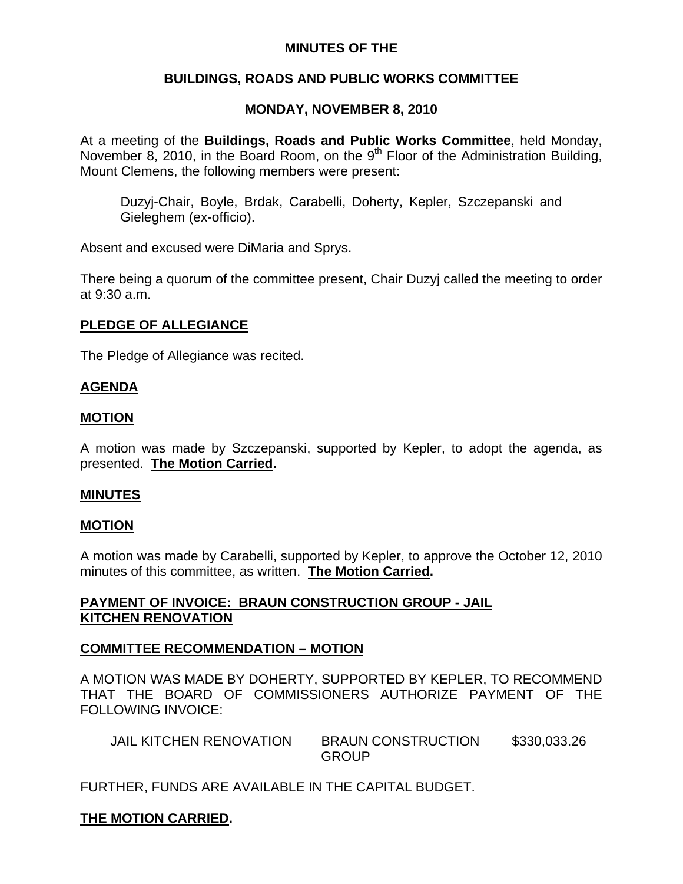# MINUTES OF THE

## BUILDINGS, ROADS AND PUBLIC WORKS COMMITTEE

## MONDAY, NOVEMBER 8, 2010

At a meeting of the **Buildings, Roads and Public Works Committee**, held Monday, November 8, 2010, in the Board Room, on the 9th Floor of the Administration Building, Mount Clemens, the following members were present:

> Duzyj-Chair, Boyle, Brdak, Carabelli, Doherty, Kepler, Szczepanski and Gieleghem (ex-officio).

Absent and excused were DiMaria and Sprys.

There being a quorum of the committee present, Chair Duzyj called the meeting to order at 9:30 a.m.

**PLEDGE OF ALLEGIANCE**

The Pledge of Allegiance was recited.

**AGENDA**

**MOTION**

A motion was made by Szczepanski, supported by Kepler, to adopt the agenda, as presented. **The Motion Carried.**

**MINUTES**

**MOTION**

A motion was made by Carabelli, supported by Kepler, to approve the October 12, 2010 minutes of this committee, as written. **The Motion Carried.**

**PAYMENT OF INVOICE: BRAUN CONSTRUCTION GROUP - JAIL KITCHEN RENOVATION**

**COMMITTEE RECOMMENDATION – MOTION**

A MOTION WAS MADE BY DOHERTY, SUPPORTED BY KEPLER, TO RECOMMEND THAT THE BOARD OF COMMISSIONERS AUTHORIZE PAYMENT OF THE FOLLOWING INVOICE:

| JAIL KITCHEN RENOVATION | BRAUN CONSTRUCTION GROUP | $330,033.26 |
|---|---|---|

FURTHER, FUNDS ARE AVAILABLE IN THE CAPITAL BUDGET.

**THE MOTION CARRIED.**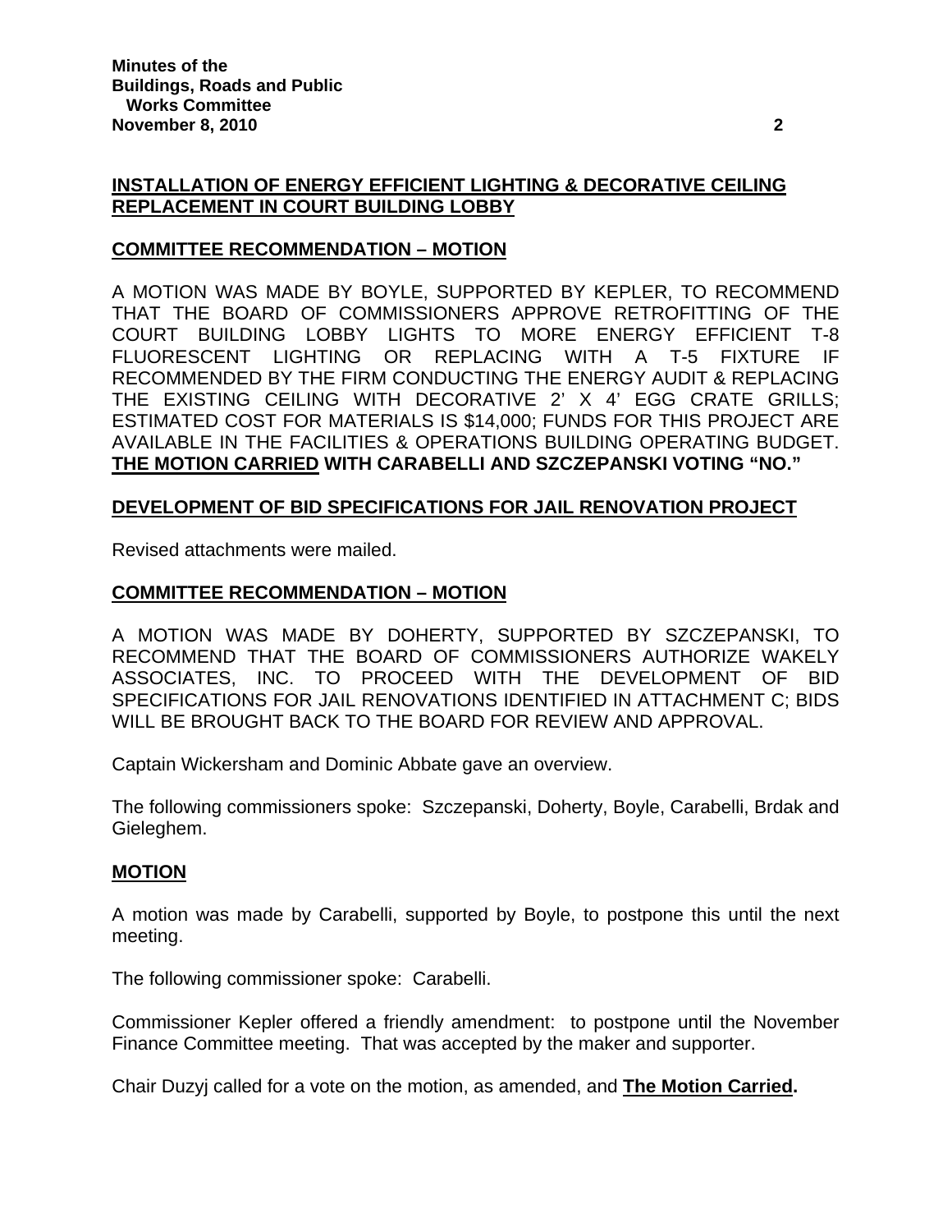## INSTALLATION OF ENERGY EFFICIENT LIGHTING & DECORATIVE CEILING REPLACEMENT IN COURT BUILDING LOBBY

### COMMITTEE RECOMMENDATION – MOTION

A MOTION WAS MADE BY BOYLE, SUPPORTED BY KEPLER, TO RECOMMEND THAT THE BOARD OF COMMISSIONERS APPROVE RETROFITTING OF THE COURT BUILDING LOBBY LIGHTS TO MORE ENERGY EFFICIENT T-8 FLUORESCENT LIGHTING OR REPLACING WITH A T-5 FIXTURE IF RECOMMENDED BY THE FIRM CONDUCTING THE ENERGY AUDIT & REPLACING THE EXISTING CEILING WITH DECORATIVE 2' X 4' EGG CRATE GRILLS; ESTIMATED COST FOR MATERIALS IS $14,000; FUNDS FOR THIS PROJECT ARE AVAILABLE IN THE FACILITIES & OPERATIONS BUILDING OPERATING BUDGET. **THE MOTION CARRIED WITH CARABELLI AND SZCZEPANSKI VOTING "NO."**

## DEVELOPMENT OF BID SPECIFICATIONS FOR JAIL RENOVATION PROJECT

Revised attachments were mailed.

### COMMITTEE RECOMMENDATION – MOTION

A MOTION WAS MADE BY DOHERTY, SUPPORTED BY SZCZEPANSKI, TO RECOMMEND THAT THE BOARD OF COMMISSIONERS AUTHORIZE WAKELY ASSOCIATES, INC. TO PROCEED WITH THE DEVELOPMENT OF BID SPECIFICATIONS FOR JAIL RENOVATIONS IDENTIFIED IN ATTACHMENT C; BIDS WILL BE BROUGHT BACK TO THE BOARD FOR REVIEW AND APPROVAL.

Captain Wickersham and Dominic Abbate gave an overview.

The following commissioners spoke: Szczepanski, Doherty, Boyle, Carabelli, Brdak and Gieleghem.

### MOTION

A motion was made by Carabelli, supported by Boyle, to postpone this until the next meeting.

The following commissioner spoke: Carabelli.

Commissioner Kepler offered a friendly amendment: to postpone until the November Finance Committee meeting. That was accepted by the maker and supporter.

Chair Duzyj called for a vote on the motion, as amended, and **The Motion Carried.**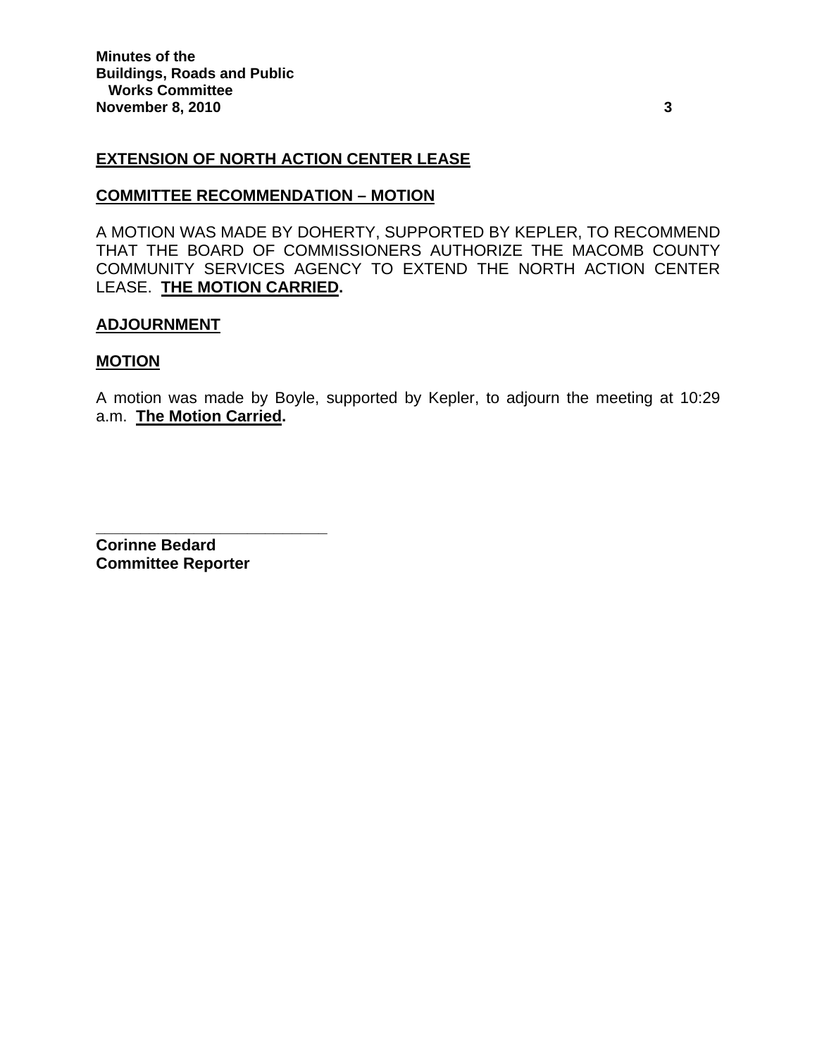## EXTENSION OF NORTH ACTION CENTER LEASE

### COMMITTEE RECOMMENDATION – MOTION

A MOTION WAS MADE BY DOHERTY, SUPPORTED BY KEPLER, TO RECOMMEND THAT THE BOARD OF COMMISSIONERS AUTHORIZE THE MACOMB COUNTY COMMUNITY SERVICES AGENCY TO EXTEND THE NORTH ACTION CENTER LEASE. **THE MOTION CARRIED.**

## ADJOURNMENT

### MOTION

A motion was made by Boyle, supported by Kepler, to adjourn the meeting at 10:29 a.m. **The Motion Carried.**

\_\_\_\_\_\_\_\_\_\_\_\_\_\_\_\_\_\_\_\_\_\_\_\_\_\_\_\_

**Corinne Bedard**
**Committee Reporter**